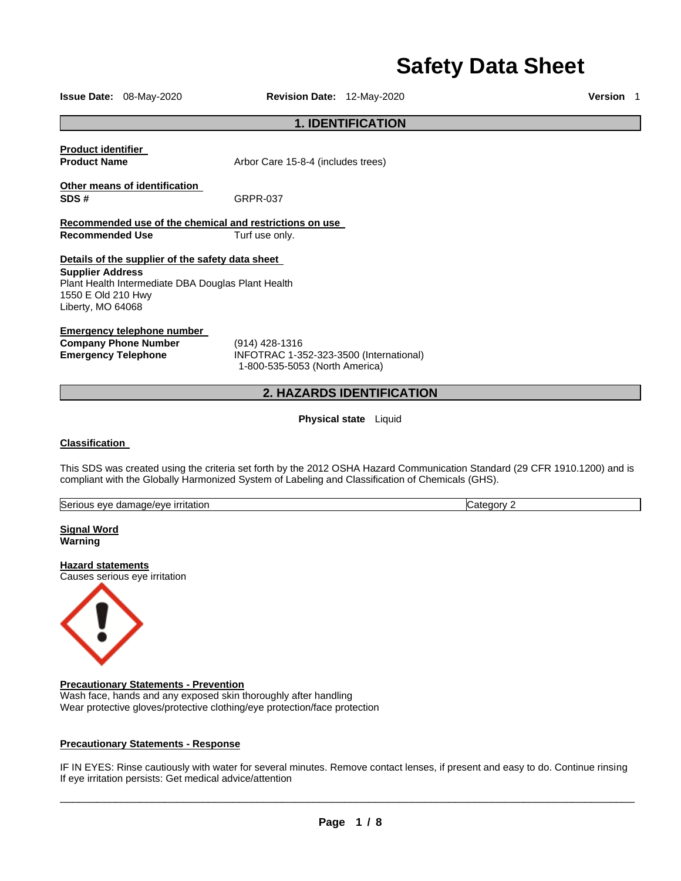# Safety Data Sheet

**Issue Date:** 08-May-2020 **Revision Date:** 12-May-2020 **Version** 1

## 1. IDENTIFICATION

**Product identifier**
**Product Name** Arbor Care 15-8-4 (includes trees)

**Other means of identification**
**SDS #** GRPR-037

**Recommended use of the chemical and restrictions on use**
**Recommended Use** Turf use only.

**Details of the supplier of the safety data sheet**
**Supplier Address**
Plant Health Intermediate DBA Douglas Plant Health
1550 E Old 210 Hwy
Liberty, MO 64068

**Emergency telephone number**
**Company Phone Number** (914) 428-1316
**Emergency Telephone** INFOTRAC 1-352-323-3500 (International)
1-800-535-5053 (North America)

## 2. HAZARDS IDENTIFICATION

**Physical state** Liquid

**Classification**

This SDS was created using the criteria set forth by the 2012 OSHA Hazard Communication Standard (29 CFR 1910.1200) and is compliant with the Globally Harmonized System of Labeling and Classification of Chemicals (GHS).

| Serious eye damage/eye irritation | Category 2 |
|---|---|

**Signal Word**
**Warning**

**Hazard statements**
Causes serious eye irritation

**Precautionary Statements - Prevention**
Wash face, hands and any exposed skin thoroughly after handling
Wear protective gloves/protective clothing/eye protection/face protection

**Precautionary Statements - Response**

IF IN EYES: Rinse cautiously with water for several minutes. Remove contact lenses, if present and easy to do. Continue rinsing
If eye irritation persists: Get medical advice/attention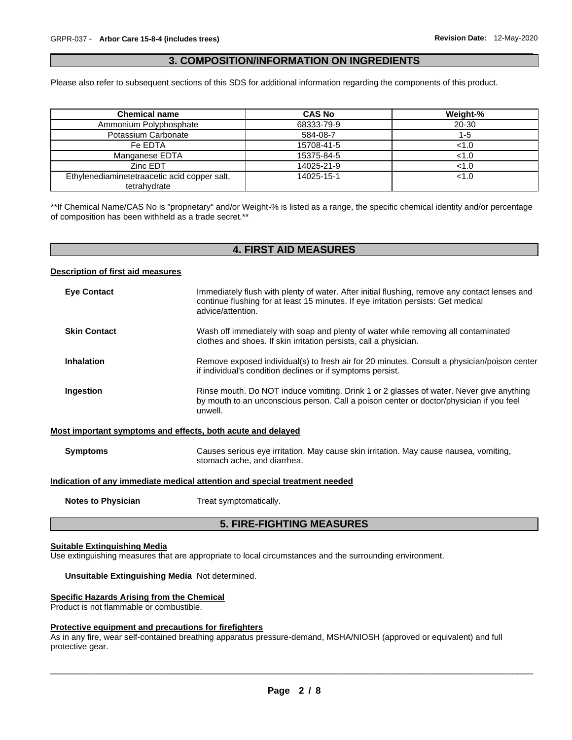## 3. COMPOSITION/INFORMATION ON INGREDIENTS

Please also refer to subsequent sections of this SDS for additional information regarding the components of this product.

| Chemical name | CAS No | Weight-% |
|---|---|---|
| Ammonium Polyphosphate | 68333-79-9 | 20-30 |
| Potassium Carbonate | 584-08-7 | 1-5 |
| Fe EDTA | 15708-41-5 | <1.0 |
| Manganese EDTA | 15375-84-5 | <1.0 |
| Zinc EDT | 14025-21-9 | <1.0 |
| Ethylenediaminetetraacetic acid copper salt, tetrahydrate | 14025-15-1 | <1.0 |

**If Chemical Name/CAS No is "proprietary" and/or Weight-% is listed as a range, the specific chemical identity and/or percentage of composition has been withheld as a trade secret.**

## 4. FIRST AID MEASURES

**Description of first aid measures**

**Eye Contact** Immediately flush with plenty of water. After initial flushing, remove any contact lenses and continue flushing for at least 15 minutes. If eye irritation persists: Get medical advice/attention.

**Skin Contact** Wash off immediately with soap and plenty of water while removing all contaminated clothes and shoes. If skin irritation persists, call a physician.

**Inhalation** Remove exposed individual(s) to fresh air for 20 minutes. Consult a physician/poison center if individual's condition declines or if symptoms persist.

**Ingestion** Rinse mouth. Do NOT induce vomiting. Drink 1 or 2 glasses of water. Never give anything by mouth to an unconscious person. Call a poison center or doctor/physician if you feel unwell.

**Most important symptoms and effects, both acute and delayed**

**Symptoms** Causes serious eye irritation. May cause skin irritation. May cause nausea, vomiting, stomach ache, and diarrhea.

**Indication of any immediate medical attention and special treatment needed**

**Notes to Physician** Treat symptomatically.

## 5. FIRE-FIGHTING MEASURES

**Suitable Extinguishing Media**

Use extinguishing measures that are appropriate to local circumstances and the surrounding environment.

**Unsuitable Extinguishing Media** Not determined.

**Specific Hazards Arising from the Chemical**

Product is not flammable or combustible.

**Protective equipment and precautions for firefighters**

As in any fire, wear self-contained breathing apparatus pressure-demand, MSHA/NIOSH (approved or equivalent) and full protective gear.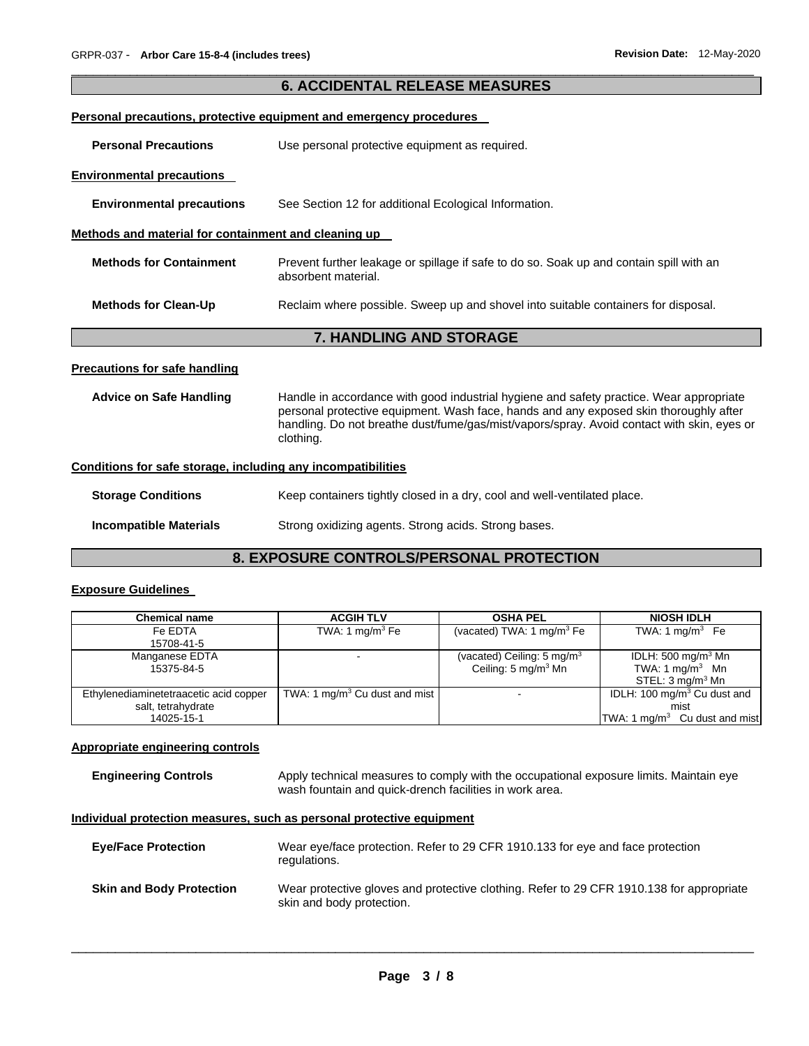## 6. ACCIDENTAL RELEASE MEASURES

**Personal precautions, protective equipment and emergency procedures**

**Personal Precautions** Use personal protective equipment as required.

**Environmental precautions**

**Environmental precautions** See Section 12 for additional Ecological Information.

**Methods and material for containment and cleaning up**

**Methods for Containment** Prevent further leakage or spillage if safe to do so. Soak up and contain spill with an absorbent material.

**Methods for Clean-Up** Reclaim where possible. Sweep up and shovel into suitable containers for disposal.

## 7. HANDLING AND STORAGE

**Precautions for safe handling**

**Advice on Safe Handling** Handle in accordance with good industrial hygiene and safety practice. Wear appropriate personal protective equipment. Wash face, hands and any exposed skin thoroughly after handling. Do not breathe dust/fume/gas/mist/vapors/spray. Avoid contact with skin, eyes or clothing.

**Conditions for safe storage, including any incompatibilities**

**Storage Conditions** Keep containers tightly closed in a dry, cool and well-ventilated place.

**Incompatible Materials** Strong oxidizing agents. Strong acids. Strong bases.

## 8. EXPOSURE CONTROLS/PERSONAL PROTECTION

**Exposure Guidelines**

| Chemical name | ACGIH TLV | OSHA PEL | NIOSH IDLH |
|---|---|---|---|
| Fe EDTA<br>15708-41-5 | TWA: 1 mg/m$^3$ Fe | (vacated) TWA: 1 mg/m$^3$ Fe | TWA: 1 mg/m$^3$ Fe |
| Manganese EDTA<br>15375-84-5 | - | (vacated) Ceiling: 5 mg/m$^3$<br>Ceiling: 5 mg/m$^3$ Mn | IDLH: 500 mg/m$^3$ Mn<br>TWA: 1 mg/m$^3$ Mn<br>STEL: 3 mg/m$^3$ Mn |
| Ethylenediaminetetraacetic acid copper salt, tetrahydrate<br>14025-15-1 | TWA: 1 mg/m$^3$ Cu dust and mist | - | IDLH: 100 mg/m$^3$ Cu dust and mist<br>TWA: 1 mg/m$^3$ Cu dust and mist |

**Appropriate engineering controls**

**Engineering Controls** Apply technical measures to comply with the occupational exposure limits. Maintain eye wash fountain and quick-drench facilities in work area.

**Individual protection measures, such as personal protective equipment**

**Eye/Face Protection** Wear eye/face protection. Refer to 29 CFR 1910.133 for eye and face protection regulations.

**Skin and Body Protection** Wear protective gloves and protective clothing. Refer to 29 CFR 1910.138 for appropriate skin and body protection.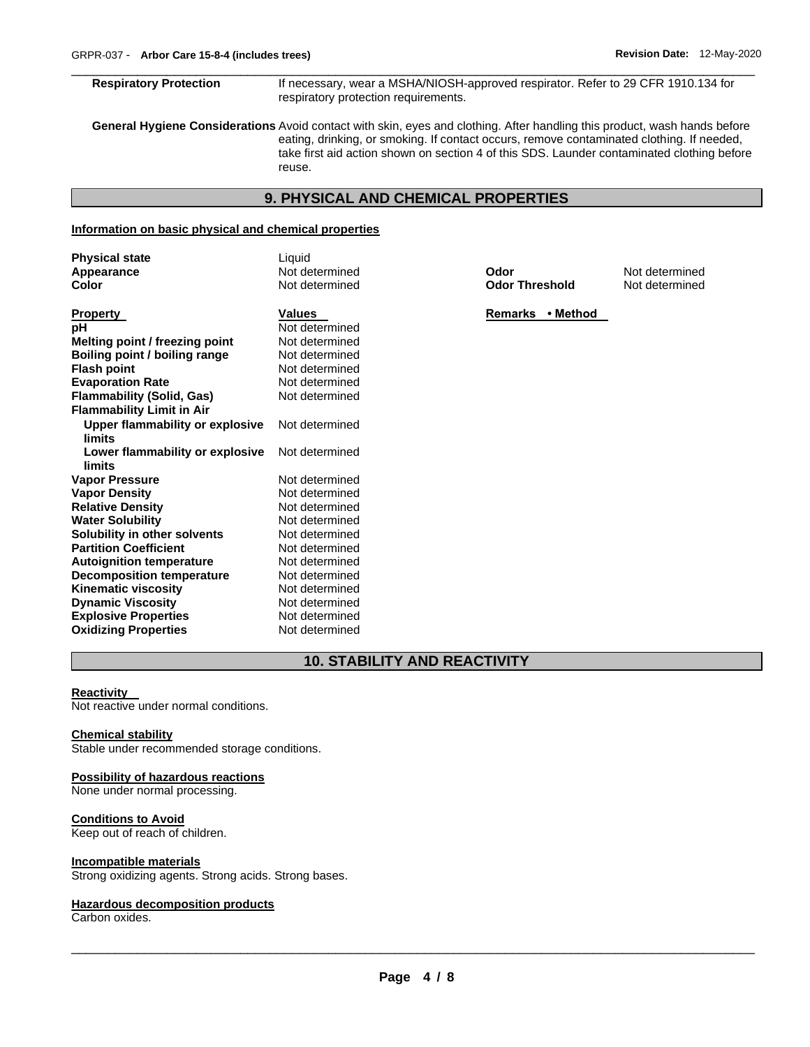| | |
|---|---|
| **Respiratory Protection** | If necessary, wear a MSHA/NIOSH-approved respirator. Refer to 29 CFR 1910.134 for respiratory protection requirements. |

**General Hygiene Considerations** Avoid contact with skin, eyes and clothing. After handling this product, wash hands before eating, drinking, or smoking. If contact occurs, remove contaminated clothing. If needed, take first aid action shown on section 4 of this SDS. Launder contaminated clothing before reuse.

## 9. PHYSICAL AND CHEMICAL PROPERTIES

**Information on basic physical and chemical properties**

| | | | |
|---|---|---|---|
| **Physical state** | Liquid | | |
| **Appearance** | Not determined | **Odor** | Not determined |
| **Color** | Not determined | **Odor Threshold** | Not determined |

| **Property** | **Values** | **Remarks • Method** |
|---|---|---|
| **pH** | Not determined | |
| **Melting point / freezing point** | Not determined | |
| **Boiling point / boiling range** | Not determined | |
| **Flash point** | Not determined | |
| **Evaporation Rate** | Not determined | |
| **Flammability (Solid, Gas)** | Not determined | |
| **Flammability Limit in Air** | | |
| **Upper flammability or explosive limits** | Not determined | |
| **Lower flammability or explosive limits** | Not determined | |
| **Vapor Pressure** | Not determined | |
| **Vapor Density** | Not determined | |
| **Relative Density** | Not determined | |
| **Water Solubility** | Not determined | |
| **Solubility in other solvents** | Not determined | |
| **Partition Coefficient** | Not determined | |
| **Autoignition temperature** | Not determined | |
| **Decomposition temperature** | Not determined | |
| **Kinematic viscosity** | Not determined | |
| **Dynamic Viscosity** | Not determined | |
| **Explosive Properties** | Not determined | |
| **Oxidizing Properties** | Not determined | |

## 10. STABILITY AND REACTIVITY

**Reactivity**
Not reactive under normal conditions.

**Chemical stability**
Stable under recommended storage conditions.

**Possibility of hazardous reactions**
None under normal processing.

**Conditions to Avoid**
Keep out of reach of children.

**Incompatible materials**
Strong oxidizing agents. Strong acids. Strong bases.

**Hazardous decomposition products**
Carbon oxides.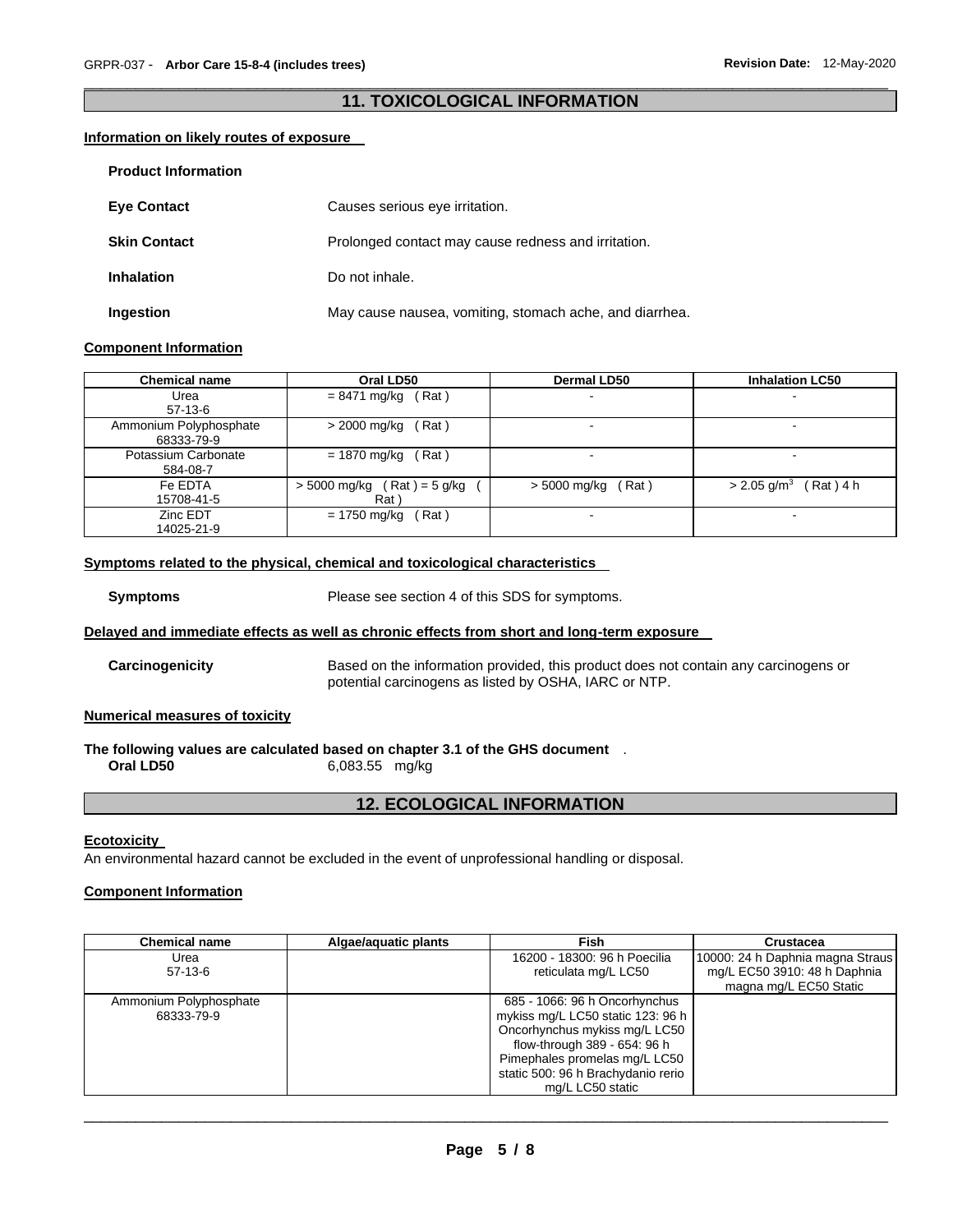## 11. TOXICOLOGICAL INFORMATION

**Information on likely routes of exposure**

**Product Information**

**Eye Contact** Causes serious eye irritation.

**Skin Contact** Prolonged contact may cause redness and irritation.

**Inhalation** Do not inhale.

**Ingestion** May cause nausea, vomiting, stomach ache, and diarrhea.

**Component Information**

| Chemical name | Oral LD50 | Dermal LD50 | Inhalation LC50 |
|---|---|---|---|
| Urea<br>57-13-6 | = 8471 mg/kg ( Rat ) | - | - |
| Ammonium Polyphosphate<br>68333-79-9 | > 2000 mg/kg ( Rat ) | - | - |
| Potassium Carbonate<br>584-08-7 | = 1870 mg/kg ( Rat ) | - | - |
| Fe EDTA<br>15708-41-5 | > 5000 mg/kg ( Rat ) = 5 g/kg ( Rat ) | > 5000 mg/kg ( Rat ) | > 2.05 g/m$^3$ ( Rat ) 4 h |
| Zinc EDT<br>14025-21-9 | = 1750 mg/kg ( Rat ) | - | - |

**Symptoms related to the physical, chemical and toxicological characteristics**

**Symptoms** Please see section 4 of this SDS for symptoms.

**Delayed and immediate effects as well as chronic effects from short and long-term exposure**

**Carcinogenicity** Based on the information provided, this product does not contain any carcinogens or potential carcinogens as listed by OSHA, IARC or NTP.

**Numerical measures of toxicity**

**The following values are calculated based on chapter 3.1 of the GHS document** .
**Oral LD50** 6,083.55 mg/kg

## 12. ECOLOGICAL INFORMATION

**Ecotoxicity**

An environmental hazard cannot be excluded in the event of unprofessional handling or disposal.

**Component Information**

| Chemical name | Algae/aquatic plants | Fish | Crustacea |
|---|---|---|---|
| Urea<br>57-13-6 | | 16200 - 18300: 96 h Poecilia reticulata mg/L LC50 | 10000: 24 h Daphnia magna Straus mg/L EC50 3910: 48 h Daphnia magna mg/L EC50 Static |
| Ammonium Polyphosphate<br>68333-79-9 | | 685 - 1066: 96 h Oncorhynchus mykiss mg/L LC50 static 123: 96 h Oncorhynchus mykiss mg/L LC50 flow-through 389 - 654: 96 h Pimephales promelas mg/L LC50 static 500: 96 h Brachydanio rerio mg/L LC50 static | |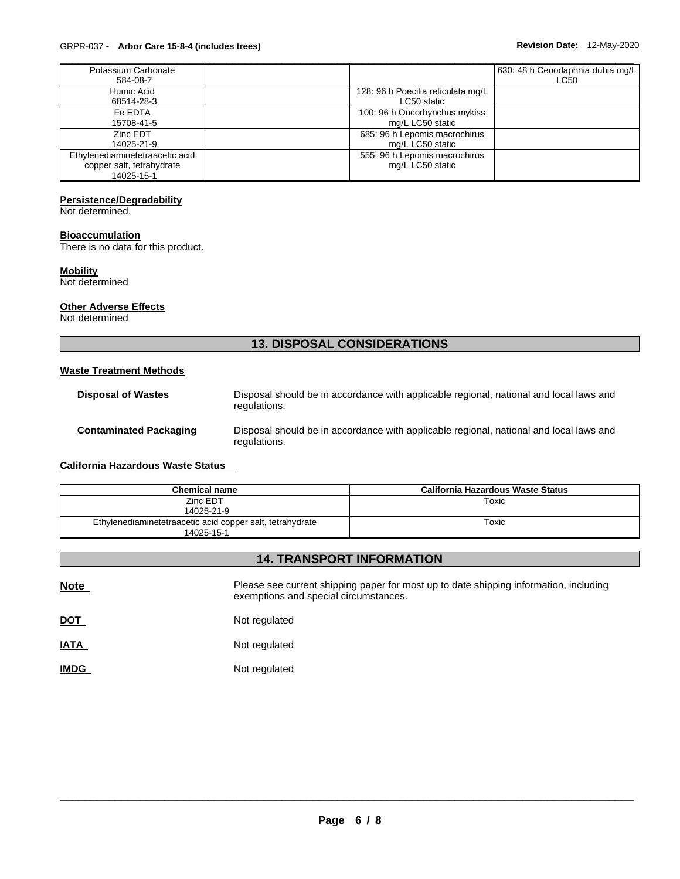| | | | |
|---|---|---|---|
| Potassium Carbonate<br>584-08-7 | | | 630: 48 h Ceriodaphnia dubia mg/L LC50 |
| Humic Acid<br>68514-28-3 | | 128: 96 h Poecilia reticulata mg/L LC50 static | |
| Fe EDTA<br>15708-41-5 | | 100: 96 h Oncorhynchus mykiss mg/L LC50 static | |
| Zinc EDT<br>14025-21-9 | | 685: 96 h Lepomis macrochirus mg/L LC50 static | |
| Ethylenediaminetetraacetic acid copper salt, tetrahydrate<br>14025-15-1 | | 555: 96 h Lepomis macrochirus mg/L LC50 static | |

**Persistence/Degradability**

Not determined.

**Bioaccumulation**

There is no data for this product.

**Mobility**

Not determined

**Other Adverse Effects**

Not determined

## 13. DISPOSAL CONSIDERATIONS

**Waste Treatment Methods**

**Disposal of Wastes** Disposal should be in accordance with applicable regional, national and local laws and regulations.

**Contaminated Packaging** Disposal should be in accordance with applicable regional, national and local laws and regulations.

**California Hazardous Waste Status**

| Chemical name | California Hazardous Waste Status |
|---|---|
| Zinc EDT<br>14025-21-9 | Toxic |
| Ethylenediaminetetraacetic acid copper salt, tetrahydrate<br>14025-15-1 | Toxic |

## 14. TRANSPORT INFORMATION

**Note** Please see current shipping paper for most up to date shipping information, including exemptions and special circumstances.

**DOT** Not regulated

**IATA** Not regulated

**IMDG** Not regulated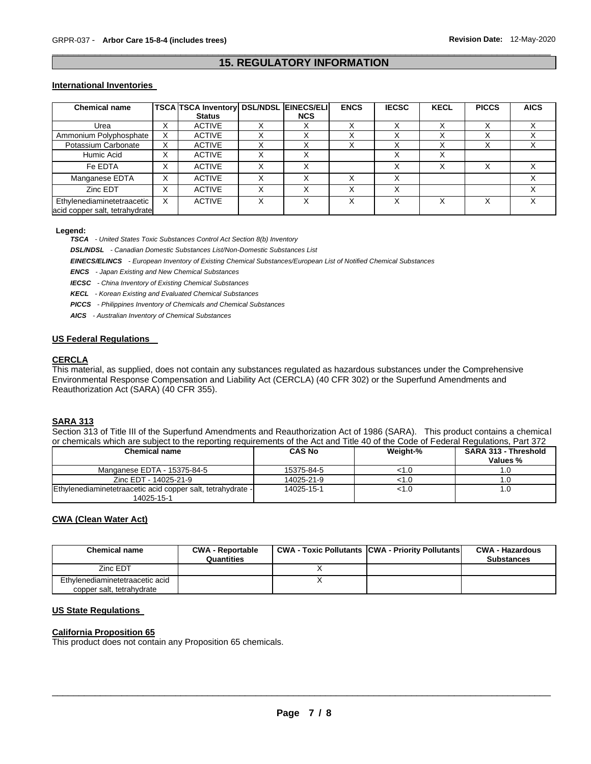## 15. REGULATORY INFORMATION

### International Inventories

| Chemical name | TSCA | TSCA Inventory Status | DSL/NDSL | EINECS/ELINCS | ENCS | IECSC | KECL | PICCS | AICS |
|---|---|---|---|---|---|---|---|---|---|
| Urea | X | ACTIVE | X | X | X | X | X | X | X |
| Ammonium Polyphosphate | X | ACTIVE | X | X | X | X | X | X | X |
| Potassium Carbonate | X | ACTIVE | X | X | X | X | X | X | X |
| Humic Acid | X | ACTIVE | X | X | | X | X | | |
| Fe EDTA | X | ACTIVE | X | X | | X | X | X | X |
| Manganese EDTA | X | ACTIVE | X | X | X | X | | | X |
| Zinc EDT | X | ACTIVE | X | X | X | X | | | X |
| Ethylenediaminetetraacetic acid copper salt, tetrahydrate | X | ACTIVE | X | X | X | X | X | X | X |

**Legend:**

***TSCA*** *- United States Toxic Substances Control Act Section 8(b) Inventory*

***DSL/NDSL*** *- Canadian Domestic Substances List/Non-Domestic Substances List*

***EINECS/ELINCS*** *- European Inventory of Existing Chemical Substances/European List of Notified Chemical Substances*

***ENCS*** *- Japan Existing and New Chemical Substances*

***IECSC*** *- China Inventory of Existing Chemical Substances*

***KECL*** *- Korean Existing and Evaluated Chemical Substances*

***PICCS*** *- Philippines Inventory of Chemicals and Chemical Substances*

***AICS*** *- Australian Inventory of Chemical Substances*

### US Federal Regulations

#### CERCLA

This material, as supplied, does not contain any substances regulated as hazardous substances under the Comprehensive Environmental Response Compensation and Liability Act (CERCLA) (40 CFR 302) or the Superfund Amendments and Reauthorization Act (SARA) (40 CFR 355).

#### SARA 313

Section 313 of Title III of the Superfund Amendments and Reauthorization Act of 1986 (SARA). This product contains a chemical or chemicals which are subject to the reporting requirements of the Act and Title 40 of the Code of Federal Regulations, Part 372

| Chemical name | CAS No | Weight-% | SARA 313 - Threshold Values % |
|---|---|---|---|
| Manganese EDTA - 15375-84-5 | 15375-84-5 | <1.0 | 1.0 |
| Zinc EDT - 14025-21-9 | 14025-21-9 | <1.0 | 1.0 |
| Ethylenediaminetetraacetic acid copper salt, tetrahydrate - 14025-15-1 | 14025-15-1 | <1.0 | 1.0 |

#### CWA (Clean Water Act)

| Chemical name | CWA - Reportable Quantities | CWA - Toxic Pollutants | CWA - Priority Pollutants | CWA - Hazardous Substances |
|---|---|---|---|---|
| Zinc EDT | | X | | |
| Ethylenediaminetetraacetic acid copper salt, tetrahydrate | | X | | |

### US State Regulations

#### California Proposition 65

This product does not contain any Proposition 65 chemicals.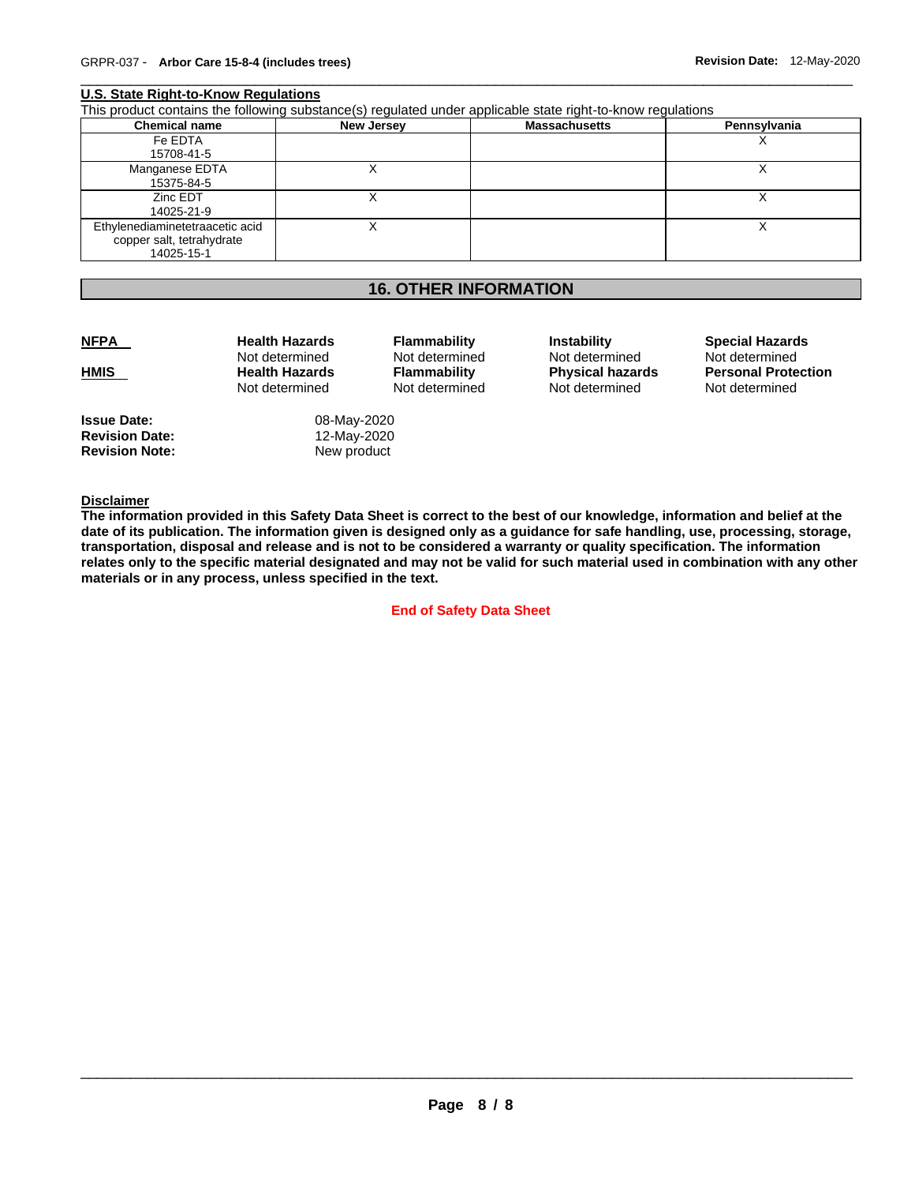**U.S. State Right-to-Know Regulations**

This product contains the following substance(s) regulated under applicable state right-to-know regulations

| Chemical name | New Jersey | Massachusetts | Pennsylvania |
|---|---|---|---|
| Fe EDTA<br>15708-41-5 | | | X |
| Manganese EDTA<br>15375-84-5 | X | | X |
| Zinc EDT<br>14025-21-9 | X | | X |
| Ethylenediaminetetraacetic acid copper salt, tetrahydrate<br>14025-15-1 | X | | X |

## 16. OTHER INFORMATION

| | | | | |
|---|---|---|---|---|
| **NFPA** | **Health Hazards**<br>Not determined | **Flammability**<br>Not determined | **Instability**<br>Not determined | **Special Hazards**<br>Not determined |
| **HMIS** | **Health Hazards**<br>Not determined | **Flammability**<br>Not determined | **Physical hazards**<br>Not determined | **Personal Protection**<br>Not determined |

**Issue Date:** 08-May-2020
**Revision Date:** 12-May-2020
**Revision Note:** New product

**Disclaimer**

**The information provided in this Safety Data Sheet is correct to the best of our knowledge, information and belief at the date of its publication. The information given is designed only as a guidance for safe handling, use, processing, storage, transportation, disposal and release and is not to be considered a warranty or quality specification. The information relates only to the specific material designated and may not be valid for such material used in combination with any other materials or in any process, unless specified in the text.**

**End of Safety Data Sheet**